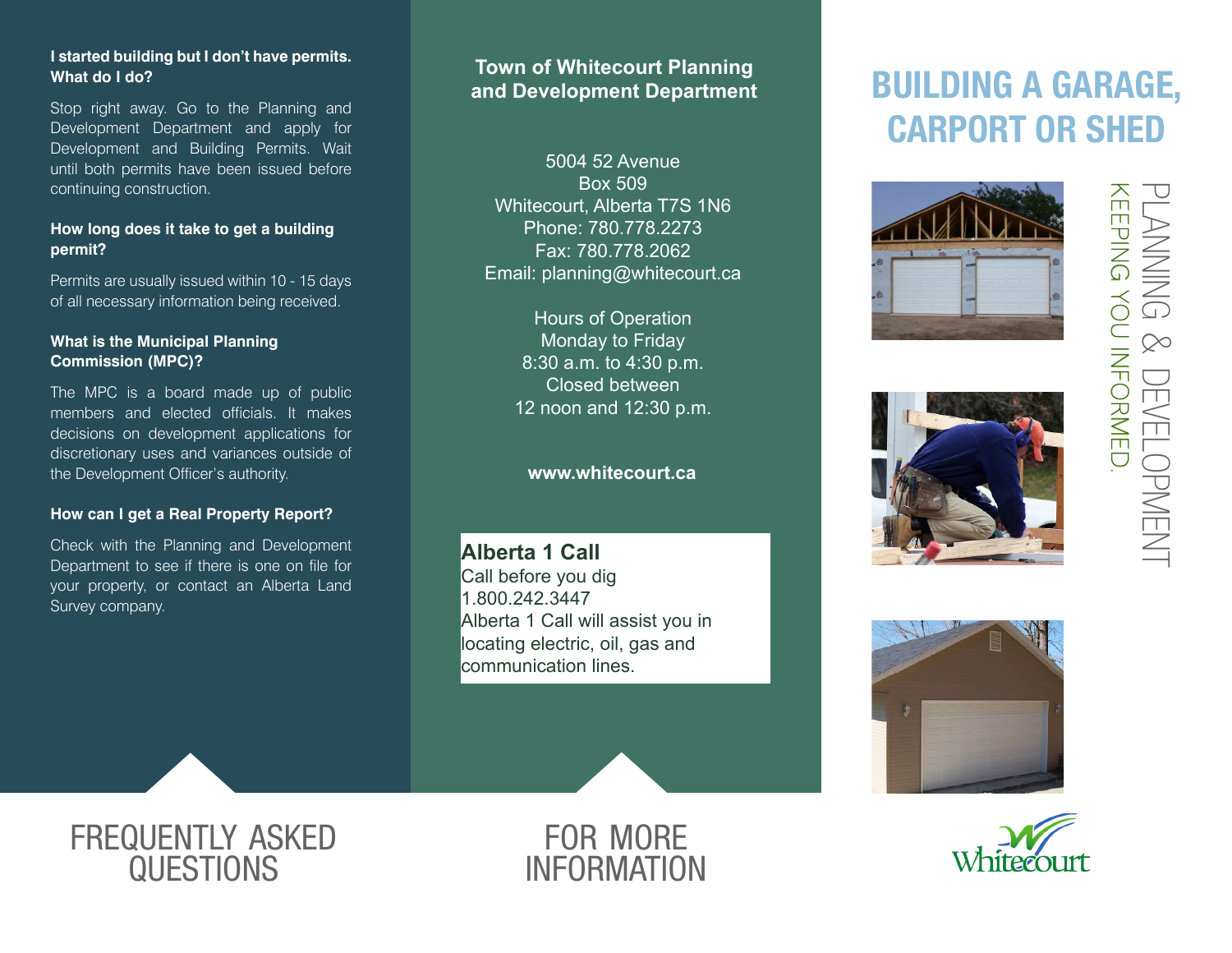# BUILDING A GARAGE, CARPORT OR SHED

PLANNING & DEVELOPMENT

KEEPING YOU INFORMED.

Whitecourt

## FREQUENTLY ASKED QUESTIONS

**I started building but I don't have permits. What do I do?**

Stop right away. Go to the Planning and Development Department and apply for Development and Building Permits. Wait until both permits have been issued before continuing construction.

**How long does it take to get a building permit?**

Permits are usually issued within 10 - 15 days of all necessary information being received.

**What is the Municipal Planning Commission (MPC)?**

The MPC is a board made up of public members and elected officials. It makes decisions on development applications for discretionary uses and variances outside of the Development Officer's authority.

**How can I get a Real Property Report?**

Check with the Planning and Development Department to see if there is one on file for your property, or contact an Alberta Land Survey company.

## FOR MORE INFORMATION

**Town of Whitecourt Planning and Development Department**

5004 52 Avenue
Box 509
Whitecourt, Alberta T7S 1N6
Phone: 780.778.2273
Fax: 780.778.2062
Email: planning@whitecourt.ca

Hours of Operation
Monday to Friday
8:30 a.m. to 4:30 p.m.
Closed between
12 noon and 12:30 p.m.

**www.whitecourt.ca**

**Alberta 1 Call**
Call before you dig
1.800.242.3447
Alberta 1 Call will assist you in locating electric, oil, gas and communication lines.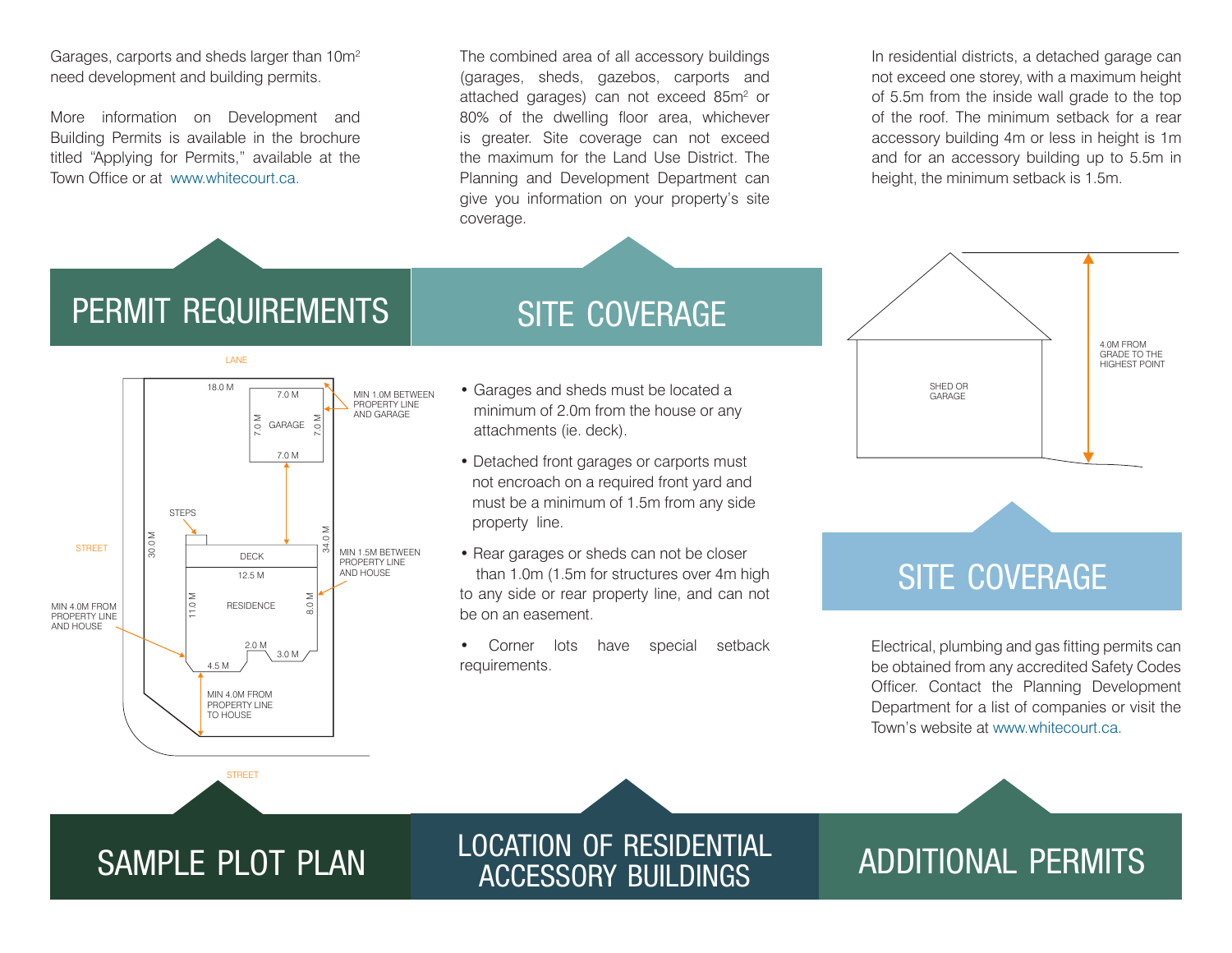Garages, carports and sheds larger than 10m² need development and building permits.

More information on Development and Building Permits is available in the brochure titled "Applying for Permits," available at the Town Office or at www.whitecourt.ca.

## PERMIT REQUIREMENTS

The combined area of all accessory buildings (garages, sheds, gazebos, carports and attached garages) can not exceed 85m² or 80% of the dwelling floor area, whichever is greater. Site coverage can not exceed the maximum for the Land Use District. The Planning and Development Department can give you information on your property's site coverage.

## SITE COVERAGE

In residential districts, a detached garage can not exceed one storey, with a maximum height of 5.5m from the inside wall grade to the top of the roof. The minimum setback for a rear accessory building 4m or less in height is 1m and for an accessory building up to 5.5m in height, the minimum setback is 1.5m.

SHED OR GARAGE

4.0M FROM GRADE TO THE HIGHEST POINT

## SITE COVERAGE

Electrical, plumbing and gas fitting permits can be obtained from any accredited Safety Codes Officer. Contact the Planning Development Department for a list of companies or visit the Town's website at www.whitecourt.ca.

## ADDITIONAL PERMITS

LANE

18.0 M

7.0 M

7.0 M

GARAGE

7.0 M

7.0 M

MIN 1.0M BETWEEN PROPERTY LINE AND GARAGE

STEPS

STREET

30.0 M

34.0 M

DECK

12.5 M

MIN 1.5M BETWEEN PROPERTY LINE AND HOUSE

11.0 M

RESIDENCE

8.0 M

MIN 4.0M FROM PROPERTY LINE AND HOUSE

2.0 M

3.0 M

4.5 M

MIN 4.0M FROM PROPERTY LINE TO HOUSE

STREET

## SAMPLE PLOT PLAN

- Garages and sheds must be located a minimum of 2.0m from the house or any attachments (ie. deck).
- Detached front garages or carports must not encroach on a required front yard and must be a minimum of 1.5m from any side property line.
- Rear garages or sheds can not be closer than 1.0m (1.5m for structures over 4m high to any side or rear property line, and can not be on an easement.
- Corner lots have special setback requirements.

## LOCATION OF RESIDENTIAL ACCESSORY BUILDINGS